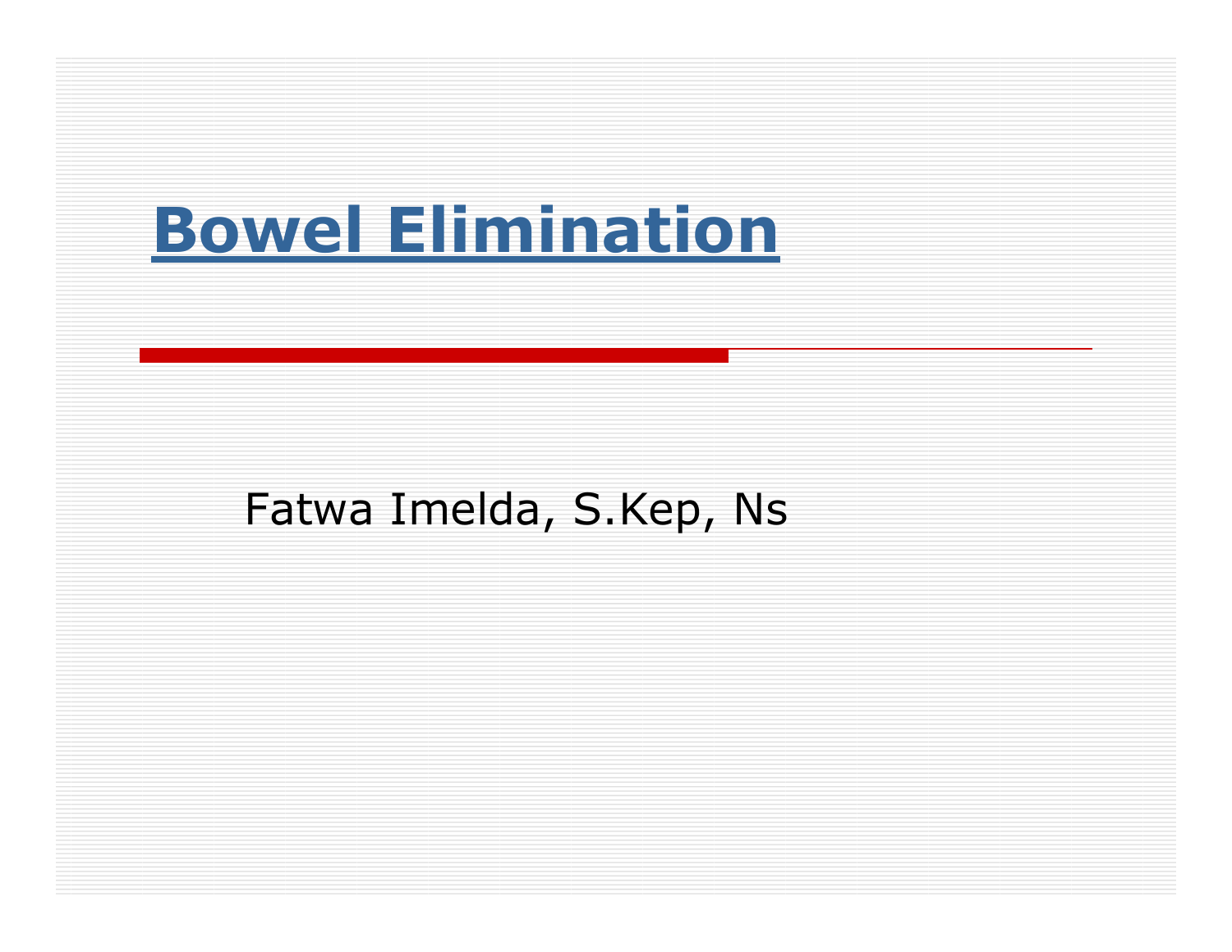# Bowel Elimination

Fatwa Imelda, S.Kep, Ns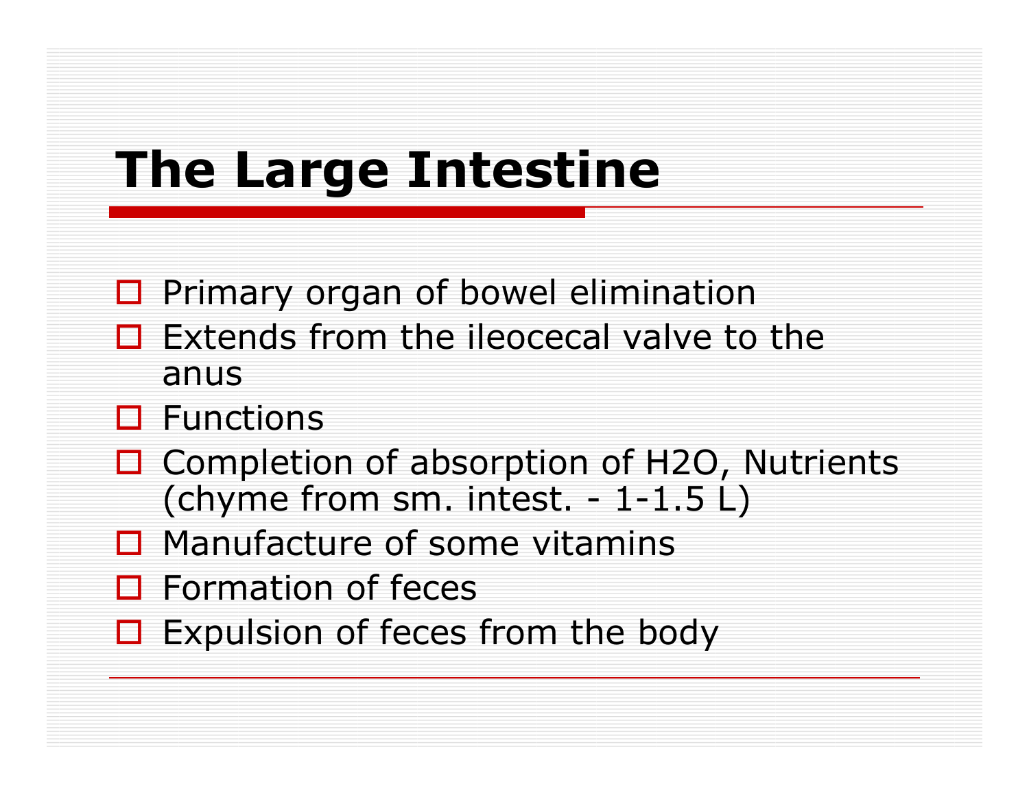# The Large Intestine

- Primary organ of bowel elimination
- Extends from the ileocecal valve to the anus
- Functions
- Completion of absorption of $H_2O$, Nutrients (chyme from sm. intest. - 1-1.5 L)
- Manufacture of some vitamins
- Formation of feces
- Expulsion of feces from the body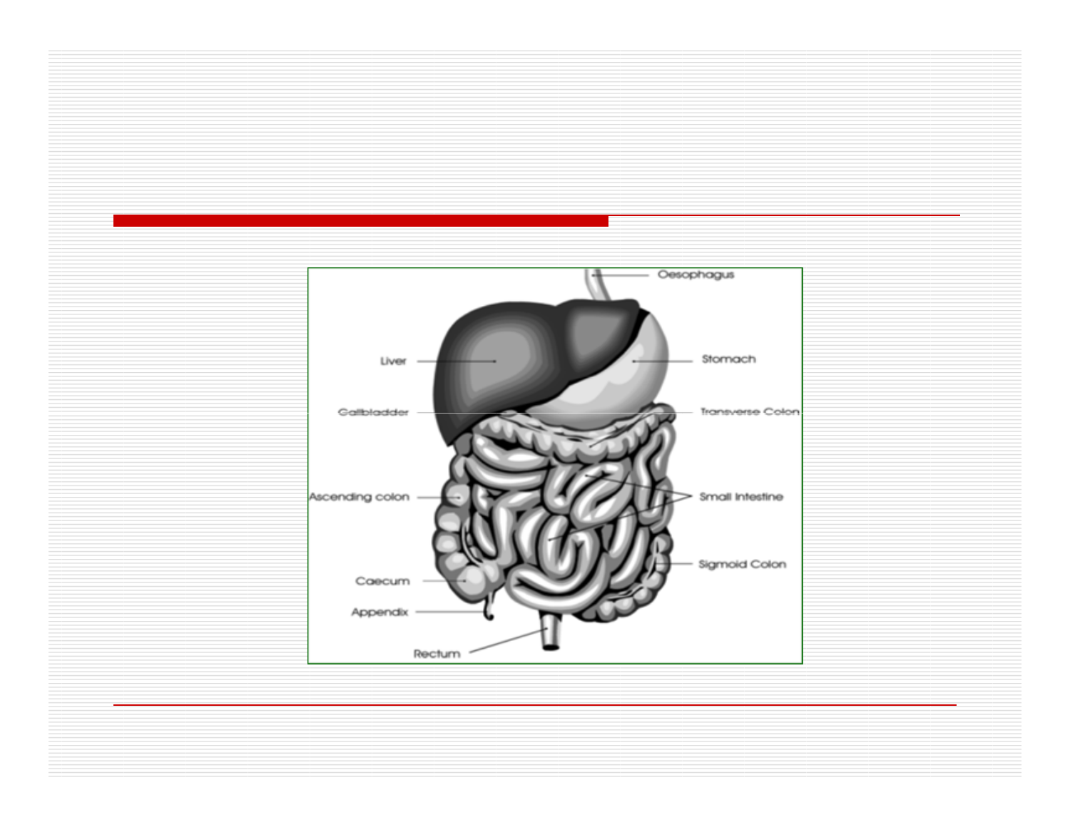Oesophagus

Liver

Stomach

Gallbladder

Transverse Colon

Ascending colon

Small Intestine

Sigmoid Colon

Caecum

Appendix

Rectum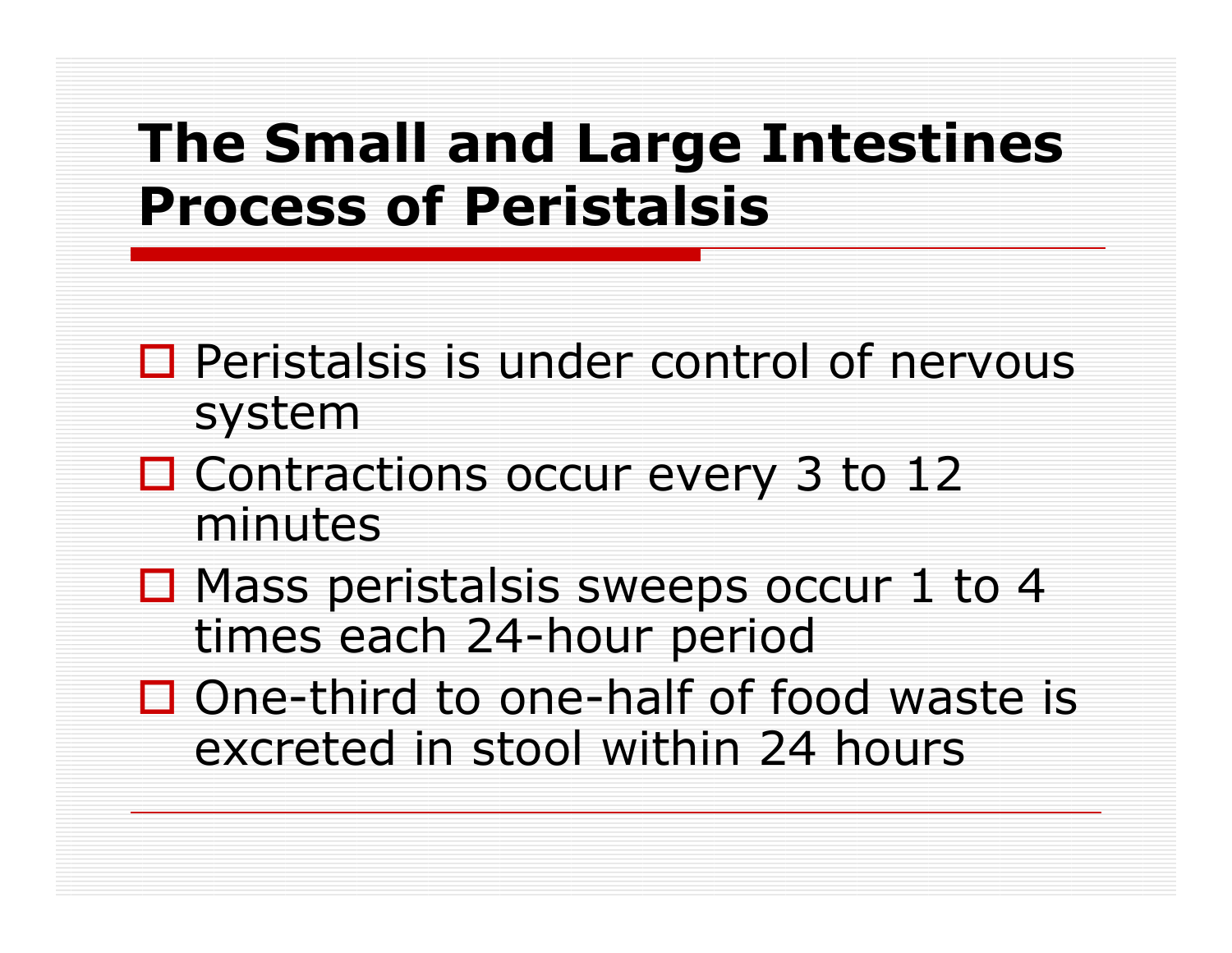# The Small and Large Intestines Process of Peristalsis

- Peristalsis is under control of nervous system
- Contractions occur every 3 to 12 minutes
- Mass peristalsis sweeps occur 1 to 4 times each 24-hour period
- One-third to one-half of food waste is excreted in stool within 24 hours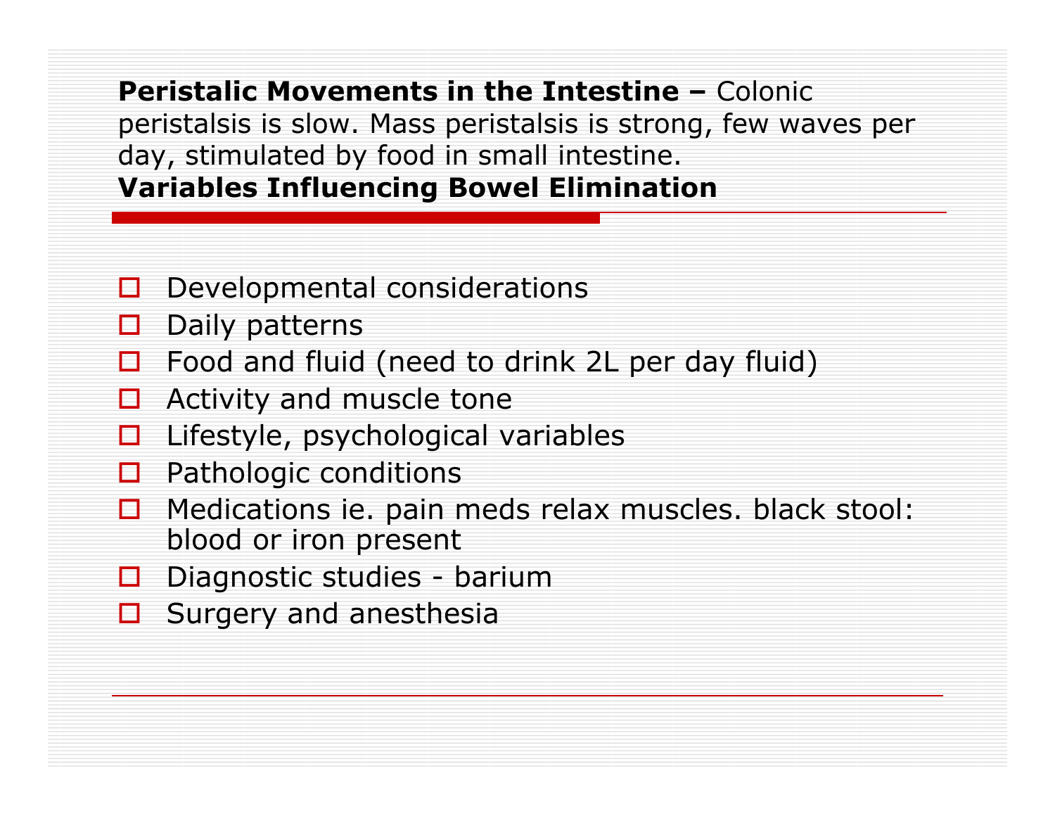**Peristalic Movements in the Intestine –** Colonic peristalsis is slow. Mass peristalsis is strong, few waves per day, stimulated by food in small intestine.

## Variables Influencing Bowel Elimination

- Developmental considerations
- Daily patterns
- Food and fluid (need to drink 2L per day fluid)
- Activity and muscle tone
- Lifestyle, psychological variables
- Pathologic conditions
- Medications ie. pain meds relax muscles. black stool: blood or iron present
- Diagnostic studies - barium
- Surgery and anesthesia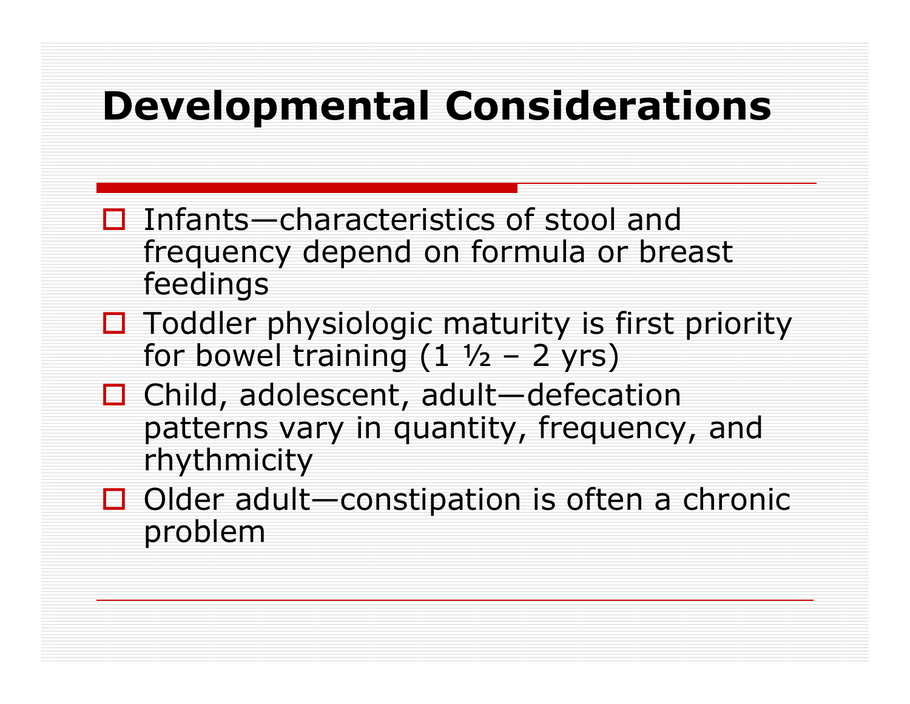# Developmental Considerations

- Infants—characteristics of stool and frequency depend on formula or breast feedings
- Toddler physiologic maturity is first priority for bowel training (1 ½ – 2 yrs)
- Child, adolescent, adult—defecation patterns vary in quantity, frequency, and rhythmicity
- Older adult—constipation is often a chronic problem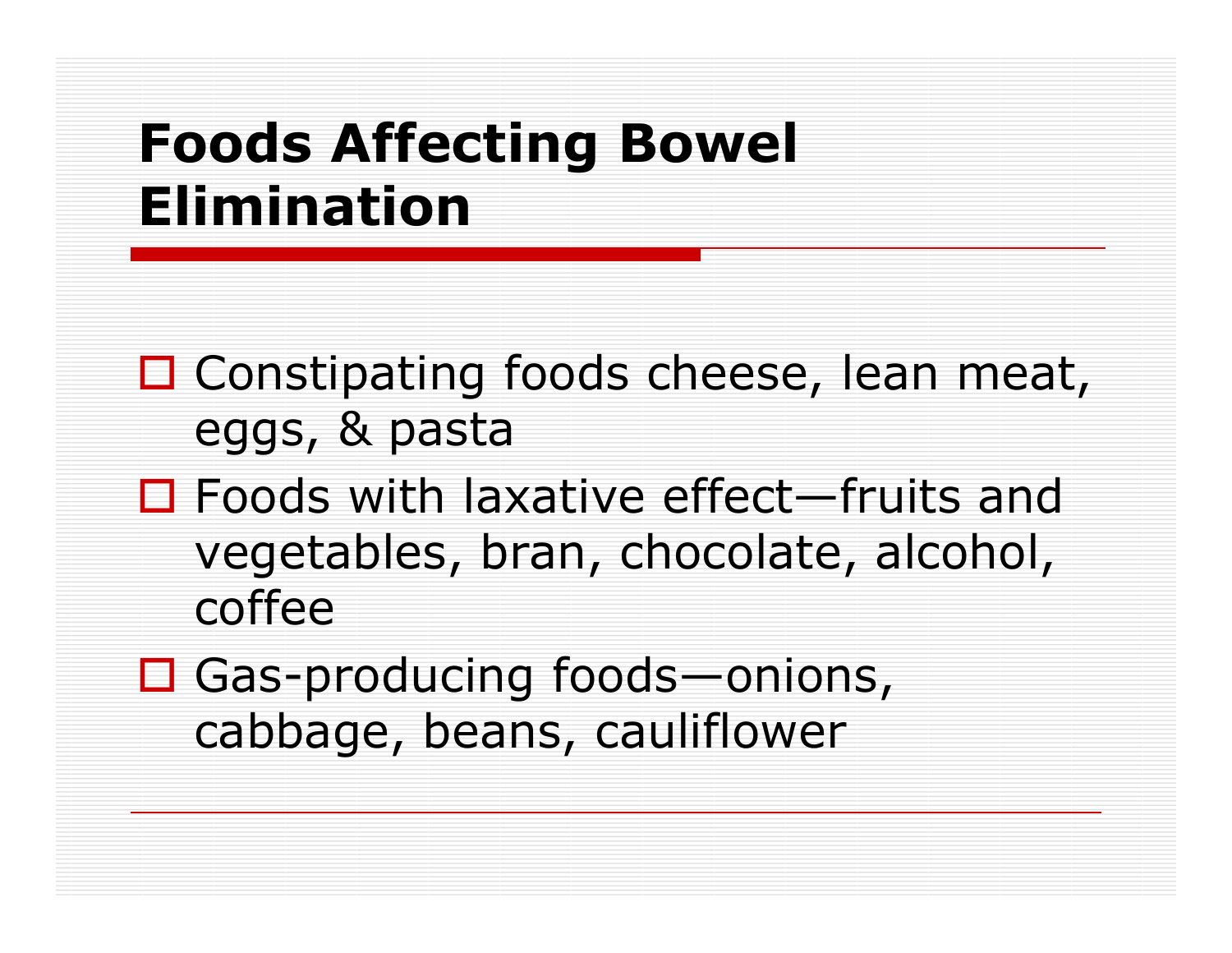# Foods Affecting Bowel Elimination

- Constipating foods cheese, lean meat, eggs, & pasta
- Foods with laxative effect—fruits and vegetables, bran, chocolate, alcohol, coffee
- Gas-producing foods—onions, cabbage, beans, cauliflower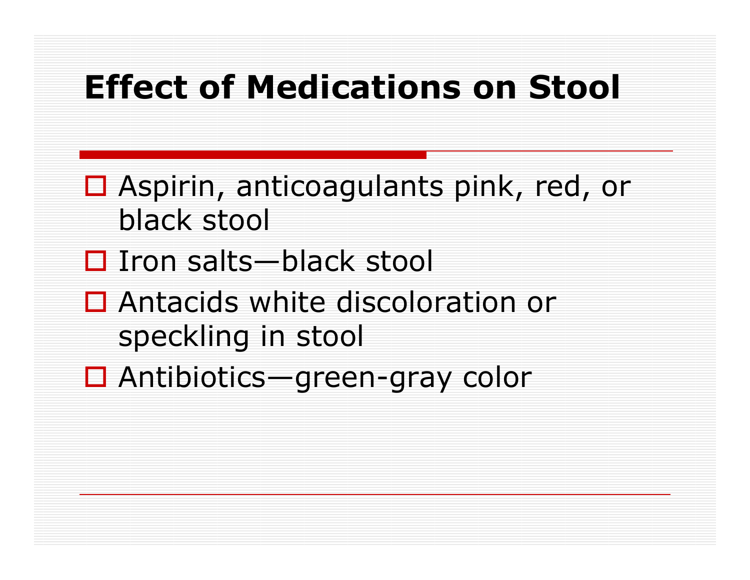# Effect of Medications on Stool

- Aspirin, anticoagulants pink, red, or black stool
- Iron salts—black stool
- Antacids white discoloration or speckling in stool
- Antibiotics—green-gray color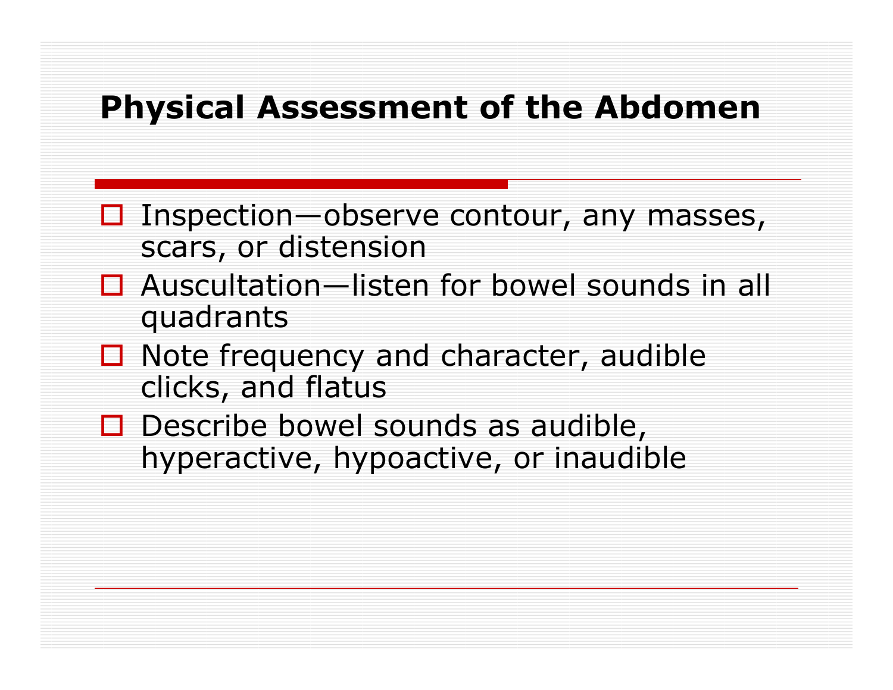# Physical Assessment of the Abdomen

- Inspection—observe contour, any masses, scars, or distension
- Auscultation—listen for bowel sounds in all quadrants
- Note frequency and character, audible clicks, and flatus
- Describe bowel sounds as audible, hyperactive, hypoactive, or inaudible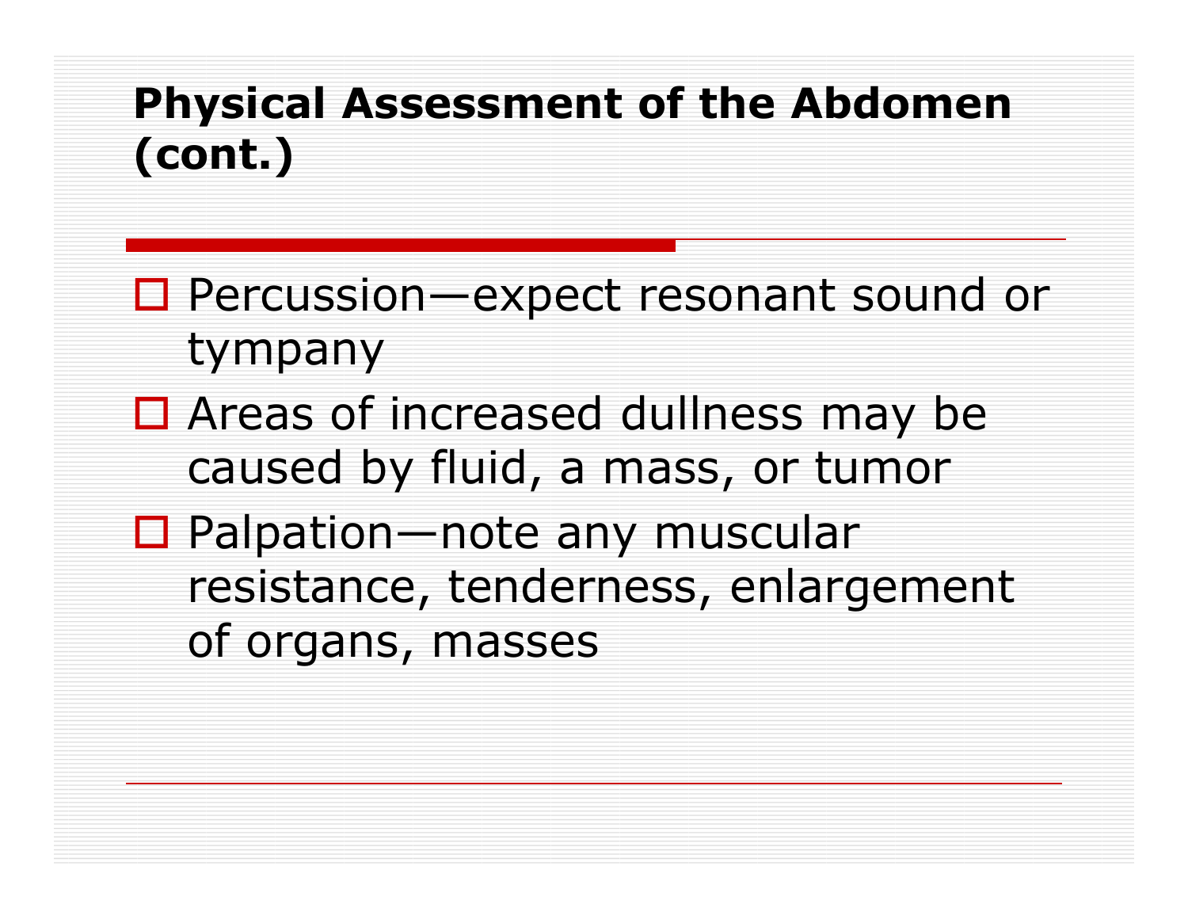## Physical Assessment of the Abdomen (cont.)

- Percussion—expect resonant sound or tympany
- Areas of increased dullness may be caused by fluid, a mass, or tumor
- Palpation—note any muscular resistance, tenderness, enlargement of organs, masses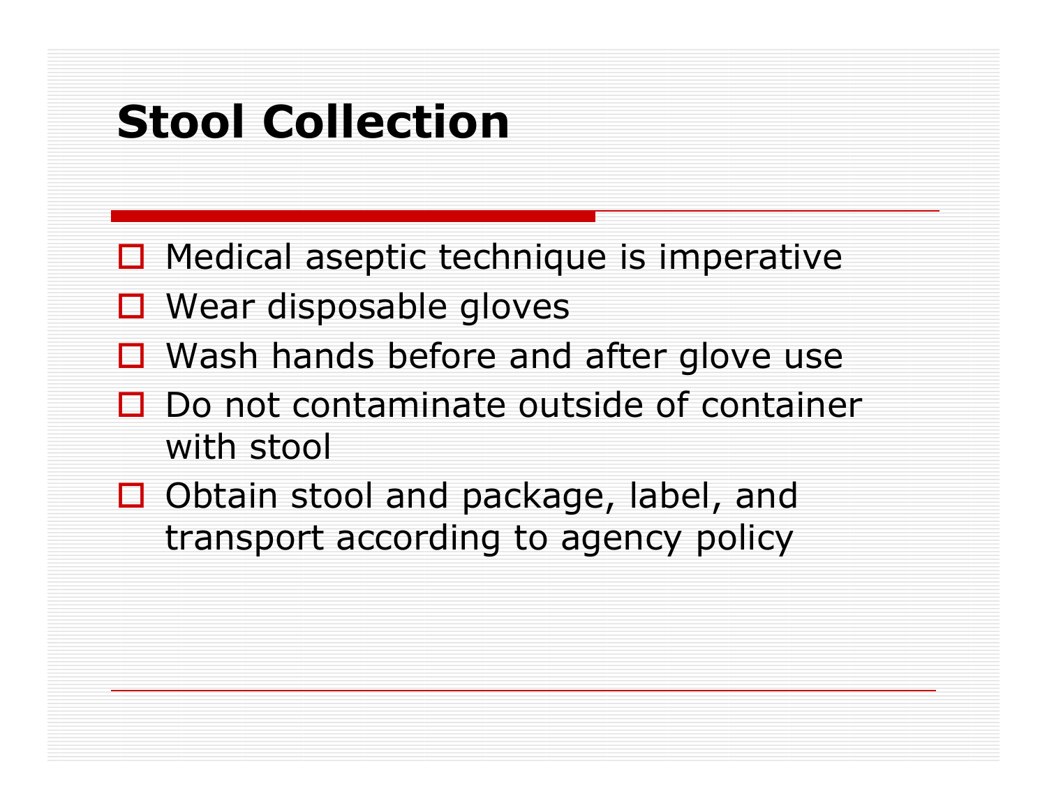# Stool Collection

- Medical aseptic technique is imperative
- Wear disposable gloves
- Wash hands before and after glove use
- Do not contaminate outside of container with stool
- Obtain stool and package, label, and transport according to agency policy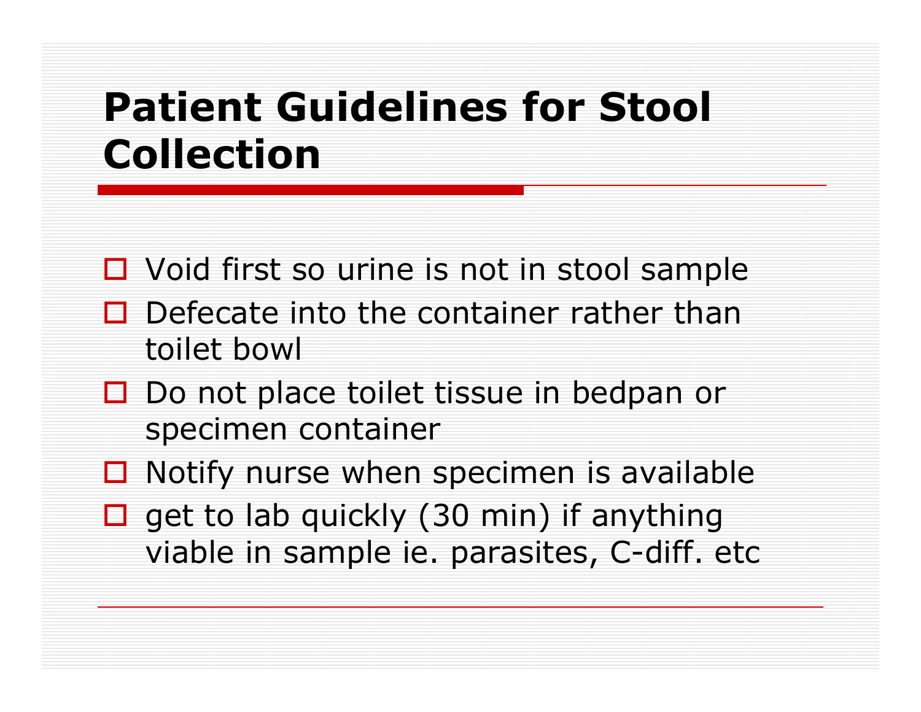# Patient Guidelines for Stool Collection

- Void first so urine is not in stool sample
- Defecate into the container rather than toilet bowl
- Do not place toilet tissue in bedpan or specimen container
- Notify nurse when specimen is available
- get to lab quickly (30 min) if anything viable in sample ie. parasites, C-diff. etc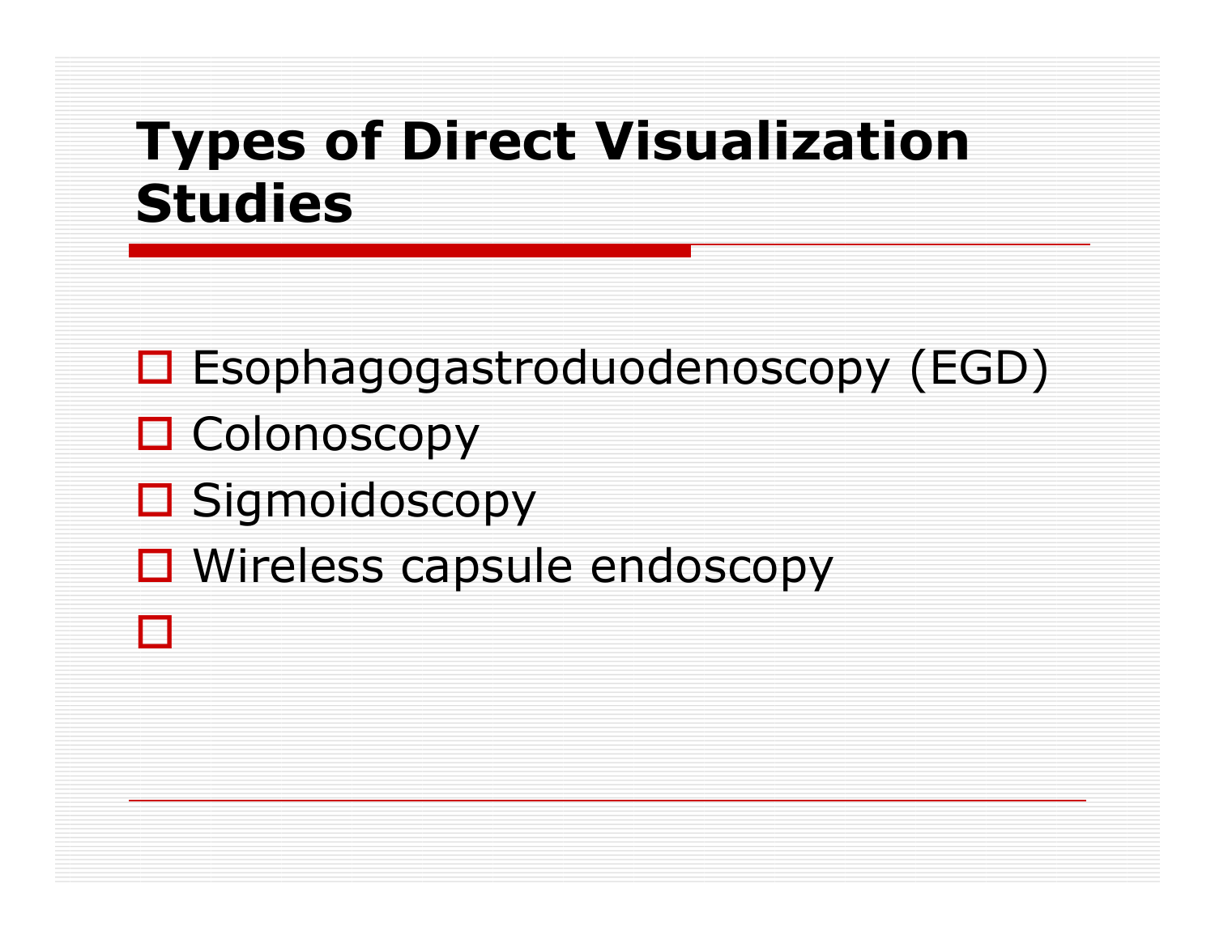# Types of Direct Visualization Studies

- Esophagogastroduodenoscopy (EGD)
- Colonoscopy
- Sigmoidoscopy
- Wireless capsule endoscopy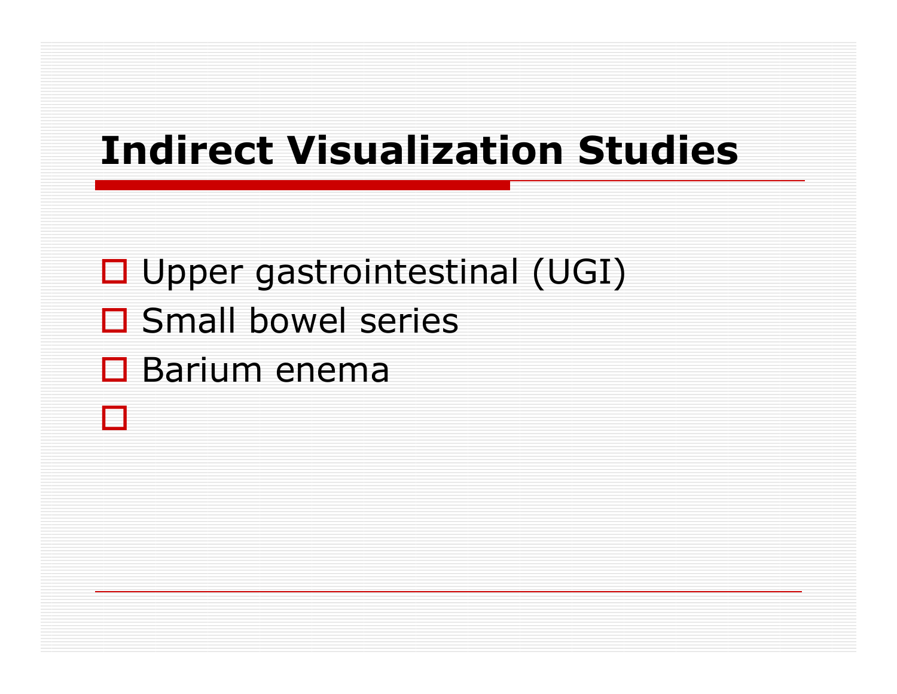# Indirect Visualization Studies

- Upper gastrointestinal (UGI)
- Small bowel series
- Barium enema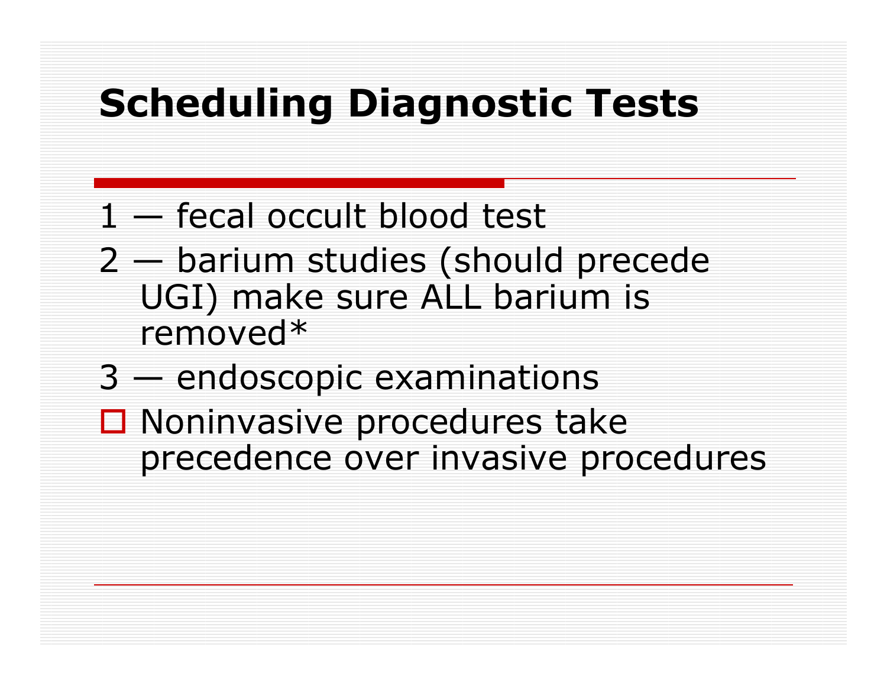# Scheduling Diagnostic Tests

1 — fecal occult blood test

2 — barium studies (should precede UGI) make sure ALL barium is removed*

3 — endoscopic examinations

- Noninvasive procedures take precedence over invasive procedures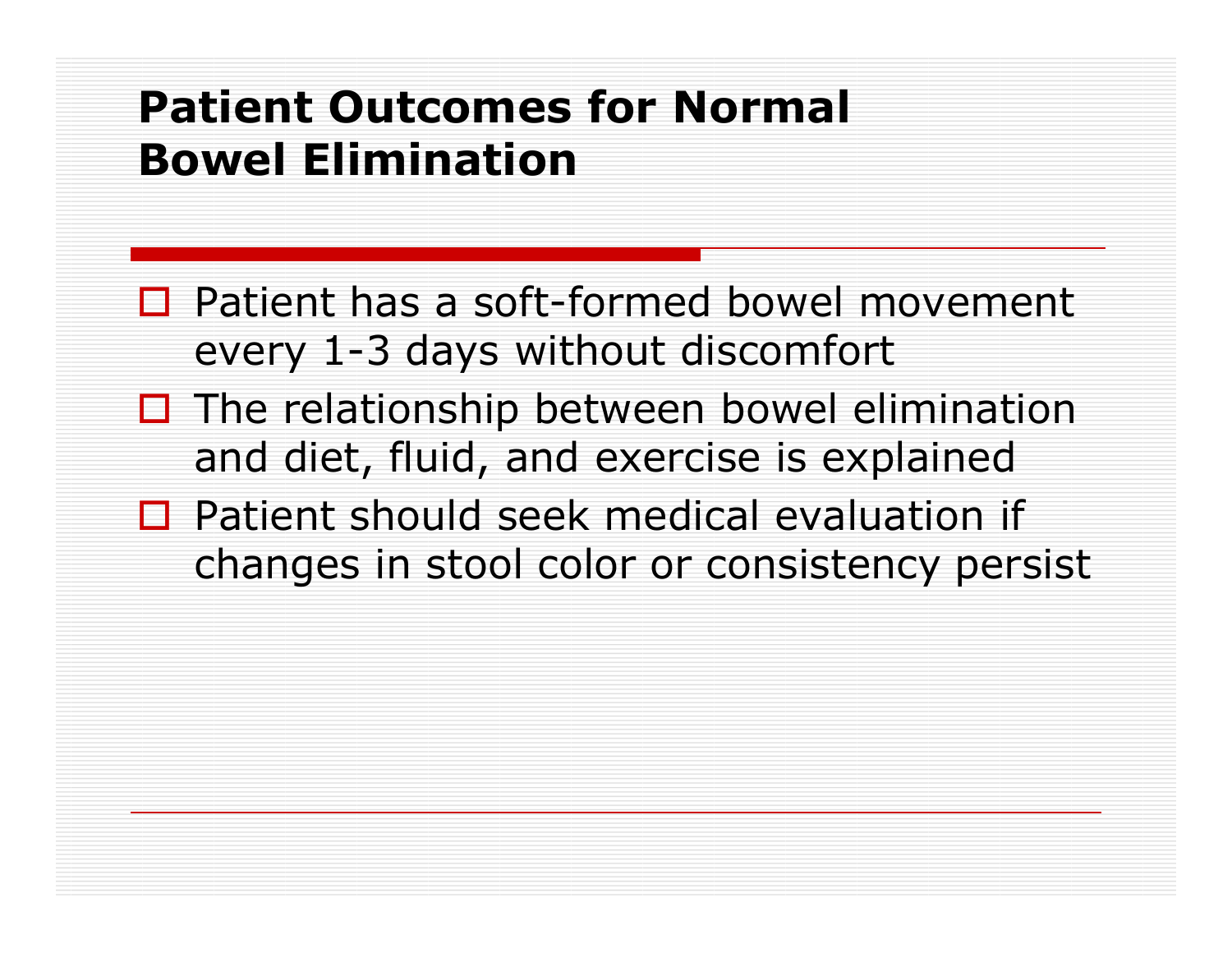# Patient Outcomes for Normal Bowel Elimination

- Patient has a soft-formed bowel movement every 1-3 days without discomfort
- The relationship between bowel elimination and diet, fluid, and exercise is explained
- Patient should seek medical evaluation if changes in stool color or consistency persist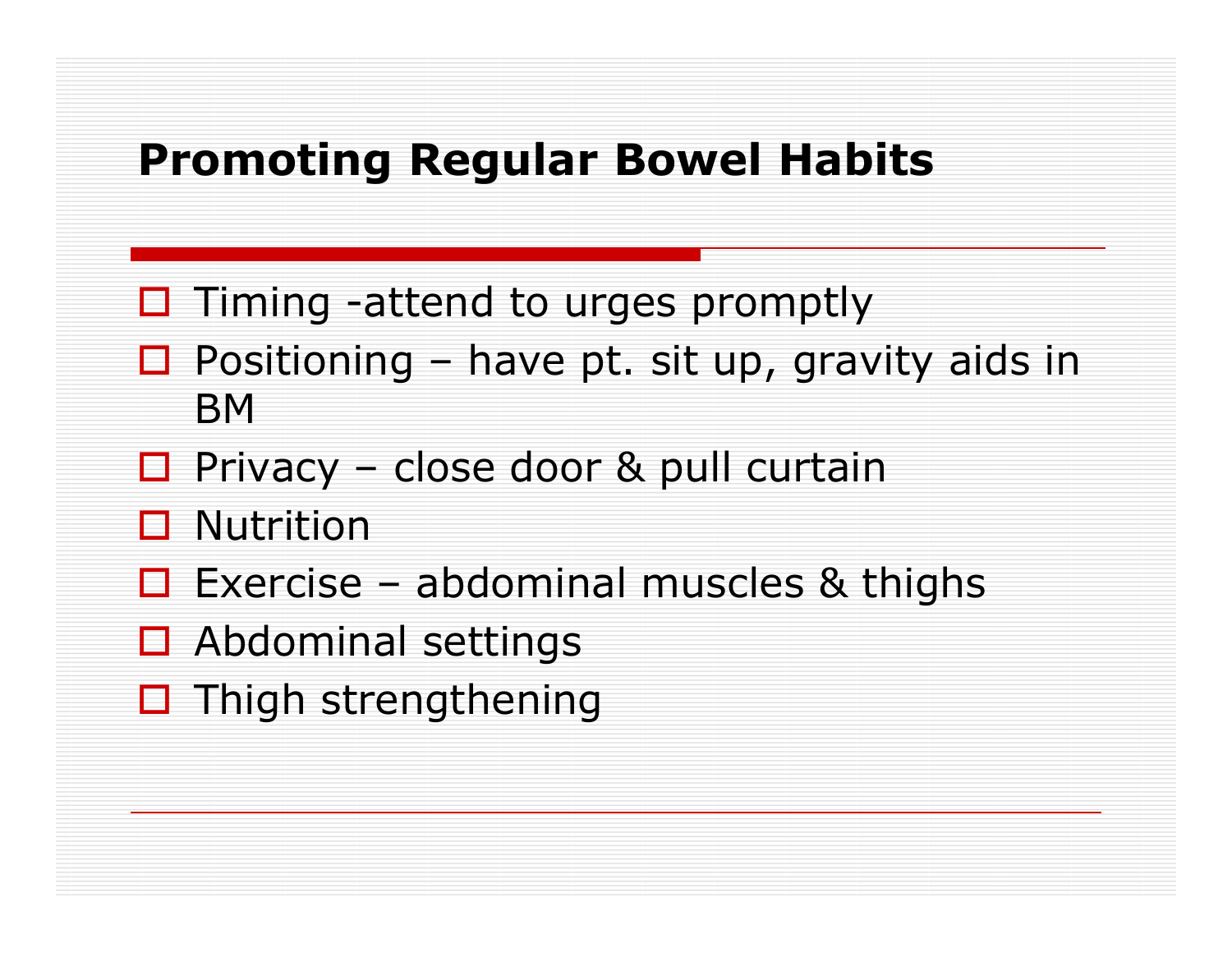## Promoting Regular Bowel Habits

- Timing -attend to urges promptly
- Positioning – have pt. sit up, gravity aids in BM
- Privacy – close door & pull curtain
- Nutrition
- Exercise – abdominal muscles & thighs
- Abdominal settings
- Thigh strengthening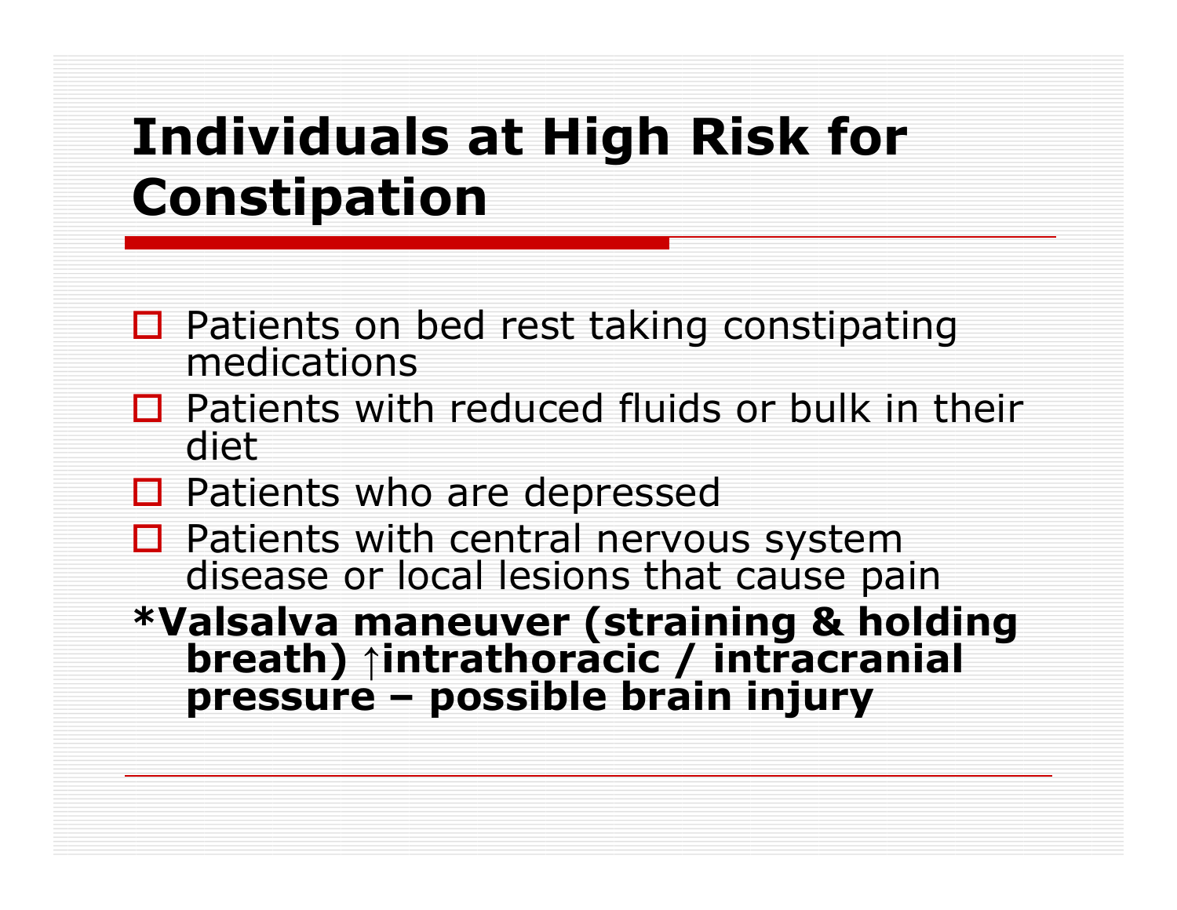# Individuals at High Risk for Constipation

- Patients on bed rest taking constipating medications
- Patients with reduced fluids or bulk in their diet
- Patients who are depressed
- Patients with central nervous system disease or local lesions that cause pain

**\*Valsalva maneuver (straining & holding breath) ↑intrathoracic / intracranial pressure – possible brain injury**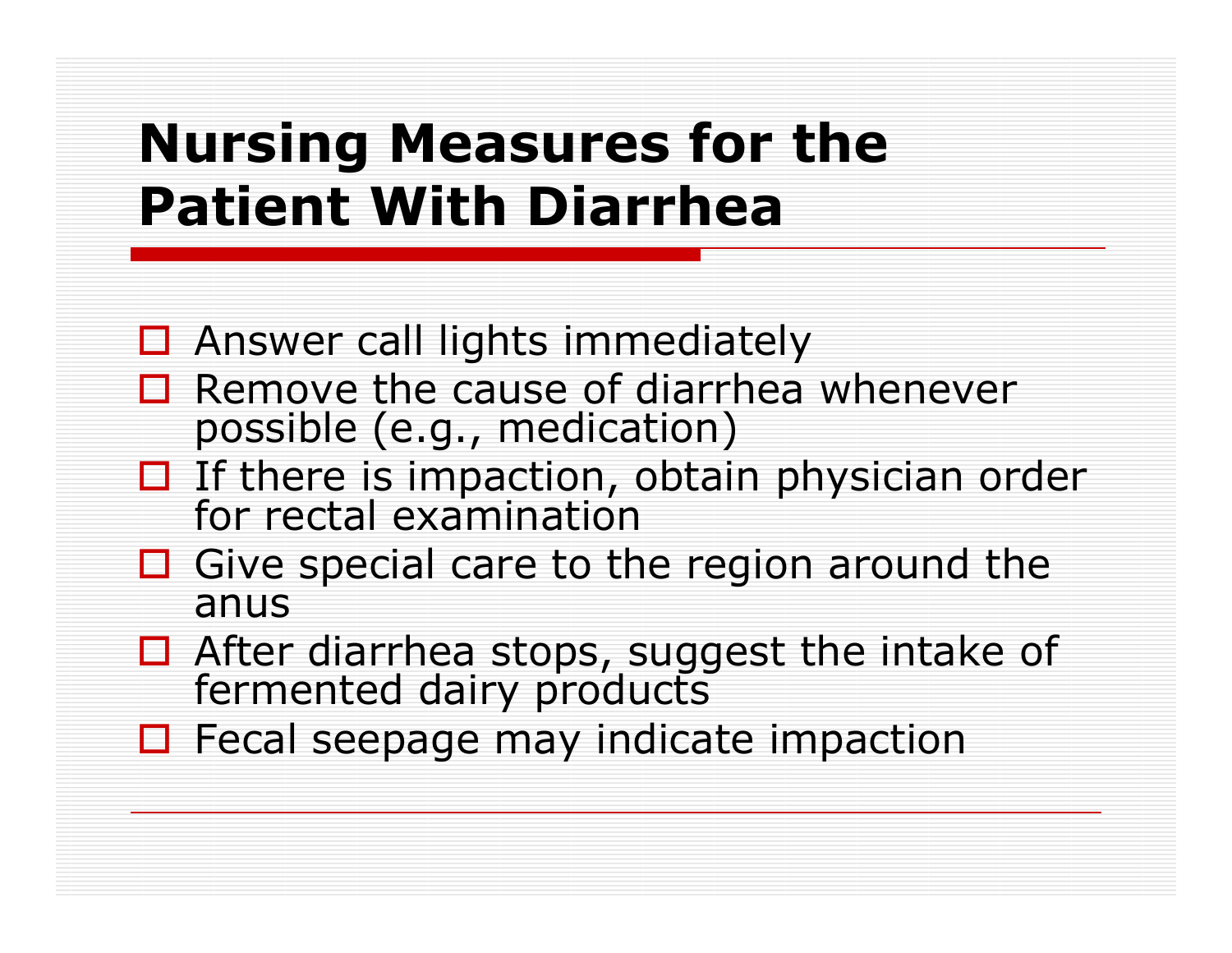# Nursing Measures for the Patient With Diarrhea

- Answer call lights immediately
- Remove the cause of diarrhea whenever possible (e.g., medication)
- If there is impaction, obtain physician order for rectal examination
- Give special care to the region around the anus
- After diarrhea stops, suggest the intake of fermented dairy products
- Fecal seepage may indicate impaction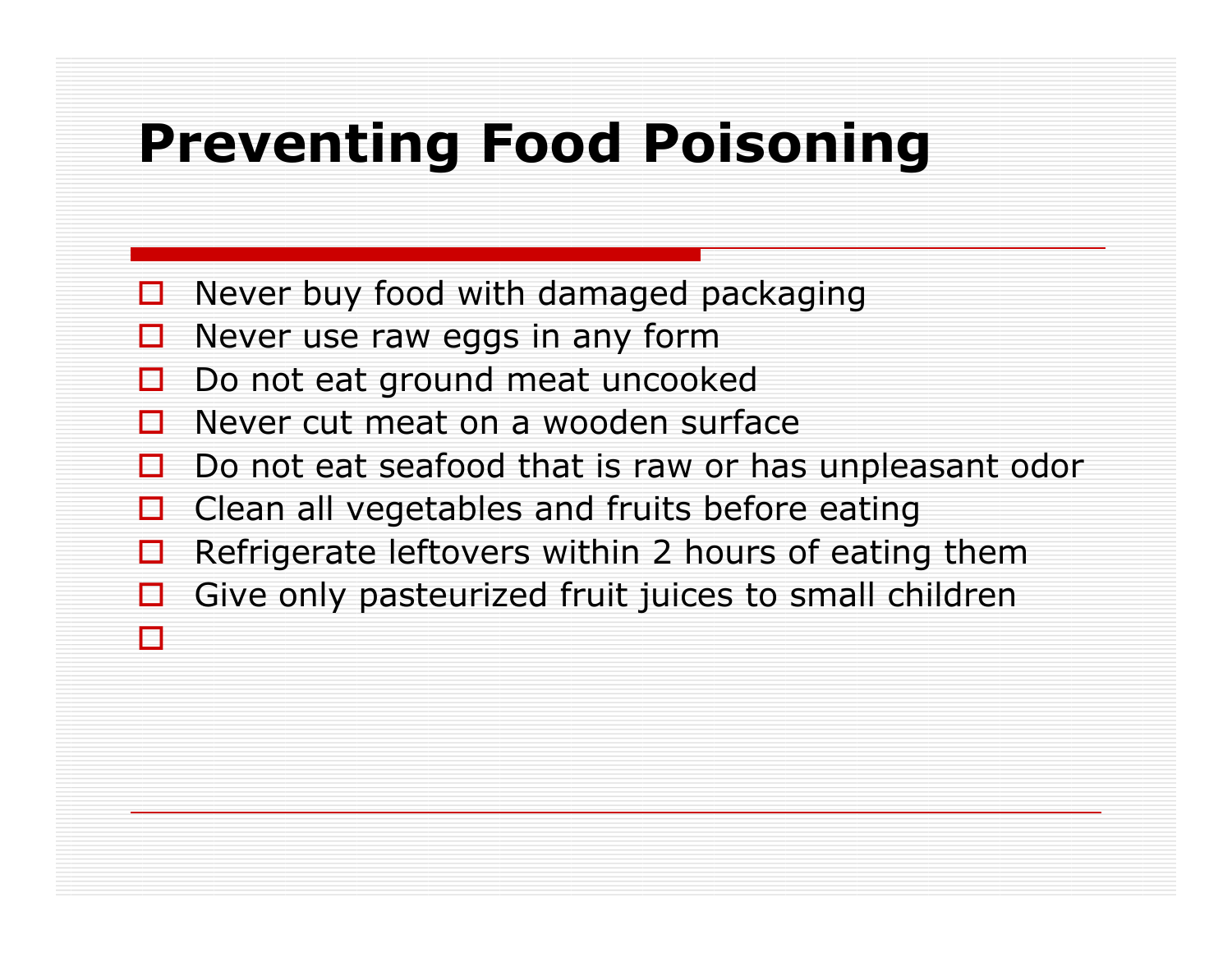# Preventing Food Poisoning

- Never buy food with damaged packaging
- Never use raw eggs in any form
- Do not eat ground meat uncooked
- Never cut meat on a wooden surface
- Do not eat seafood that is raw or has unpleasant odor
- Clean all vegetables and fruits before eating
- Refrigerate leftovers within 2 hours of eating them
- Give only pasteurized fruit juices to small children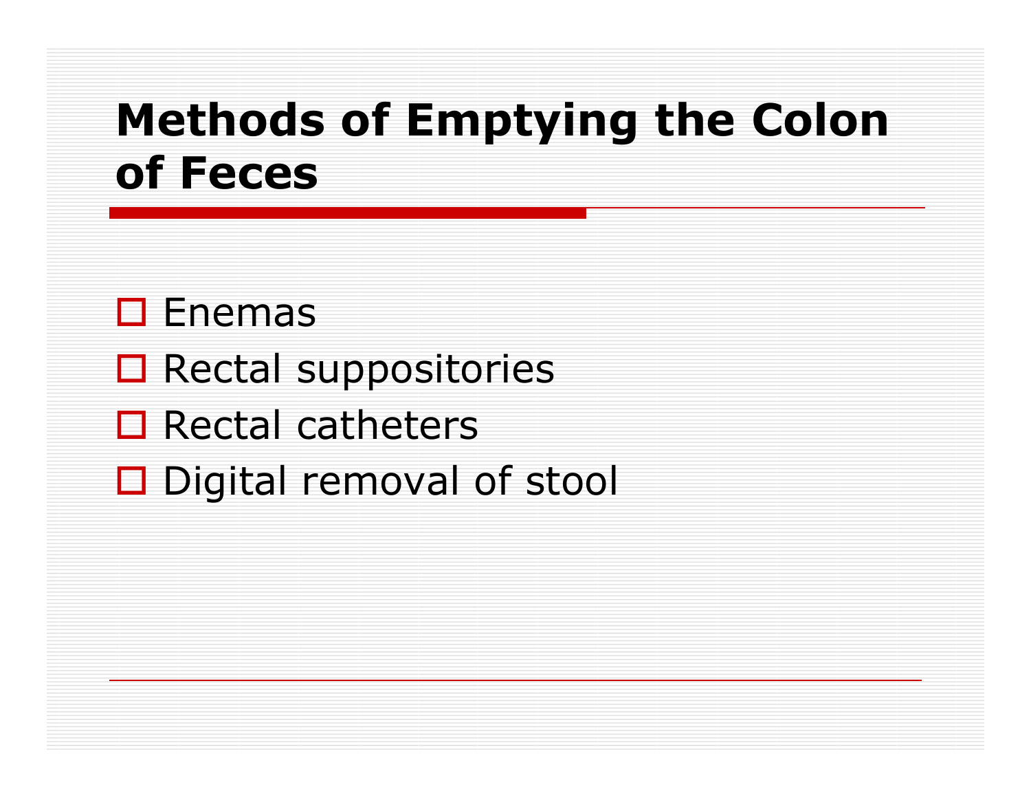# Methods of Emptying the Colon of Feces

- Enemas
- Rectal suppositories
- Rectal catheters
- Digital removal of stool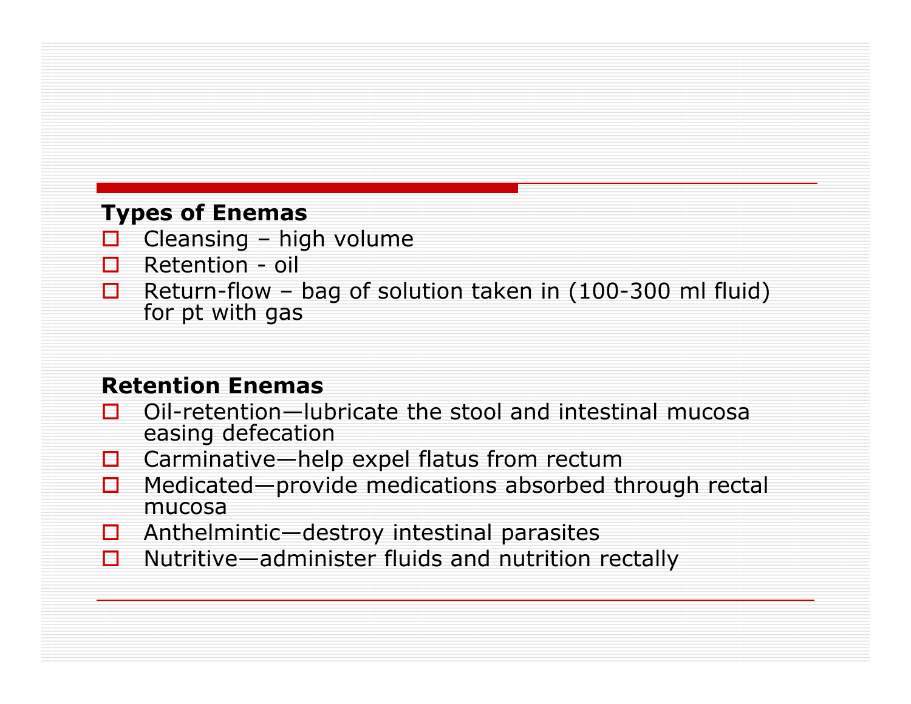**Types of Enemas**

- Cleansing – high volume
- Retention - oil
- Return-flow – bag of solution taken in (100-300 ml fluid) for pt with gas

**Retention Enemas**

- Oil-retention—lubricate the stool and intestinal mucosa easing defecation
- Carminative—help expel flatus from rectum
- Medicated—provide medications absorbed through rectal mucosa
- Anthelmintic—destroy intestinal parasites
- Nutritive—administer fluids and nutrition rectally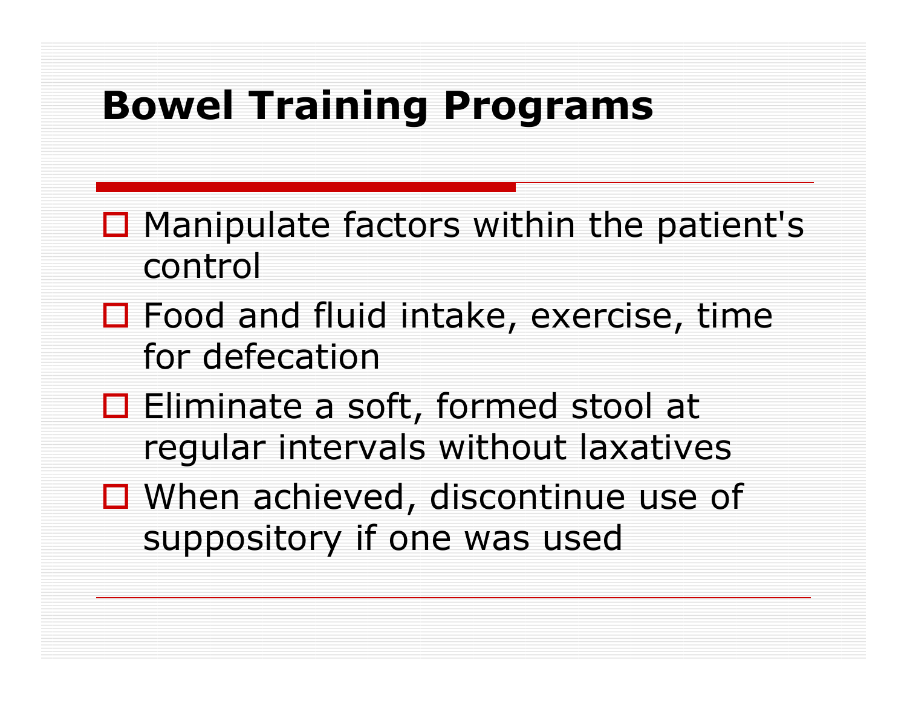# Bowel Training Programs

- Manipulate factors within the patient's control
- Food and fluid intake, exercise, time for defecation
- Eliminate a soft, formed stool at regular intervals without laxatives
- When achieved, discontinue use of suppository if one was used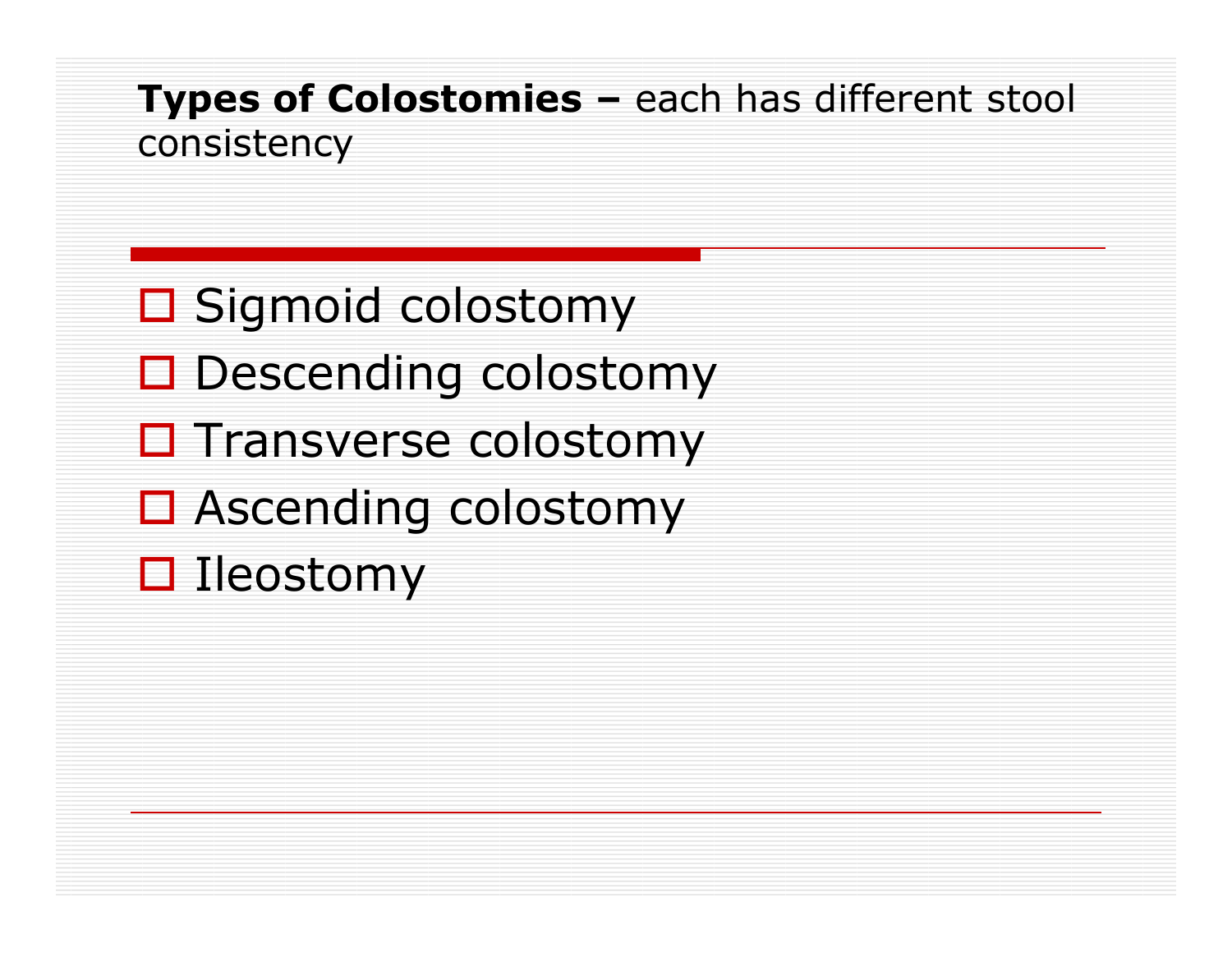**Types of Colostomies –** each has different stool consistency

- Sigmoid colostomy
- Descending colostomy
- Transverse colostomy
- Ascending colostomy
- Ileostomy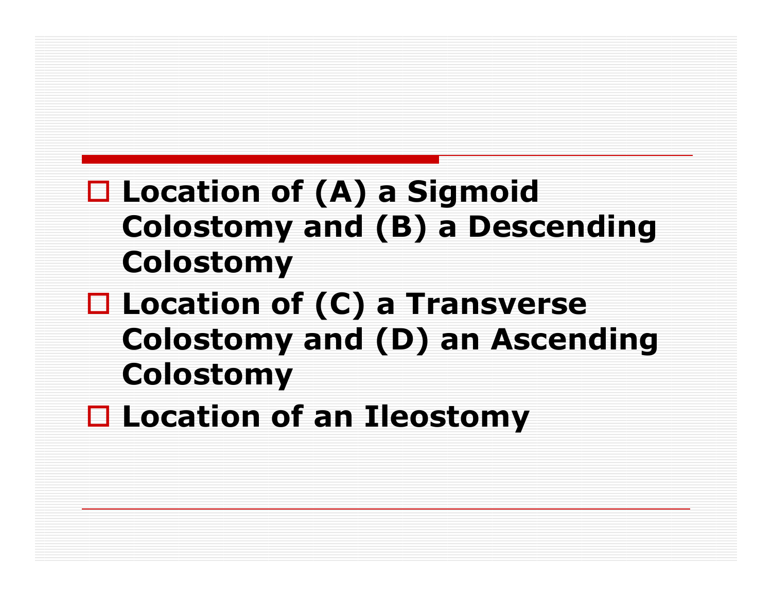- **Location of (A) a Sigmoid Colostomy and (B) a Descending Colostomy**
- **Location of (C) a Transverse Colostomy and (D) an Ascending Colostomy**
- **Location of an Ileostomy**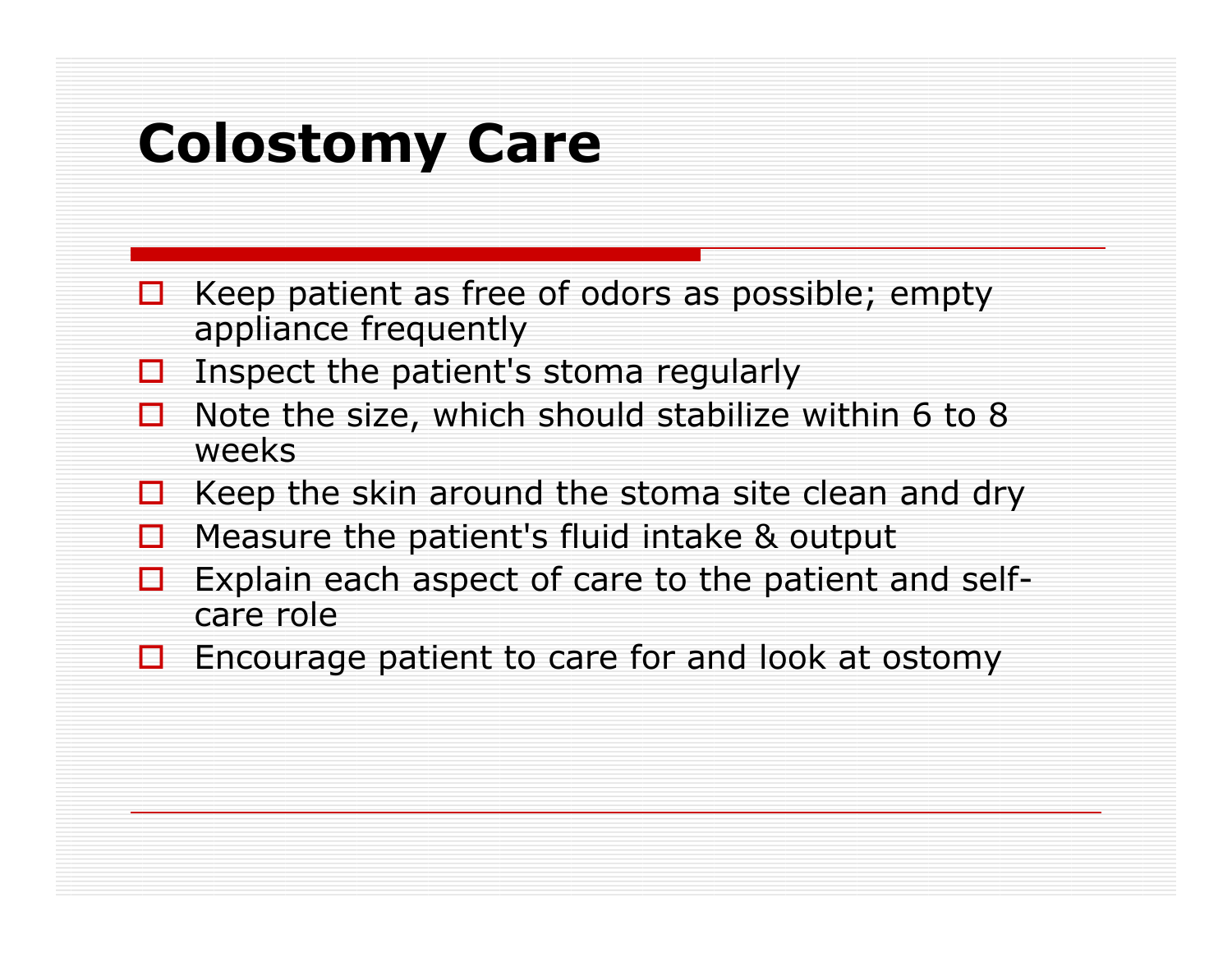# Colostomy Care

- Keep patient as free of odors as possible; empty appliance frequently
- Inspect the patient's stoma regularly
- Note the size, which should stabilize within 6 to 8 weeks
- Keep the skin around the stoma site clean and dry
- Measure the patient's fluid intake & output
- Explain each aspect of care to the patient and self-care role
- Encourage patient to care for and look at ostomy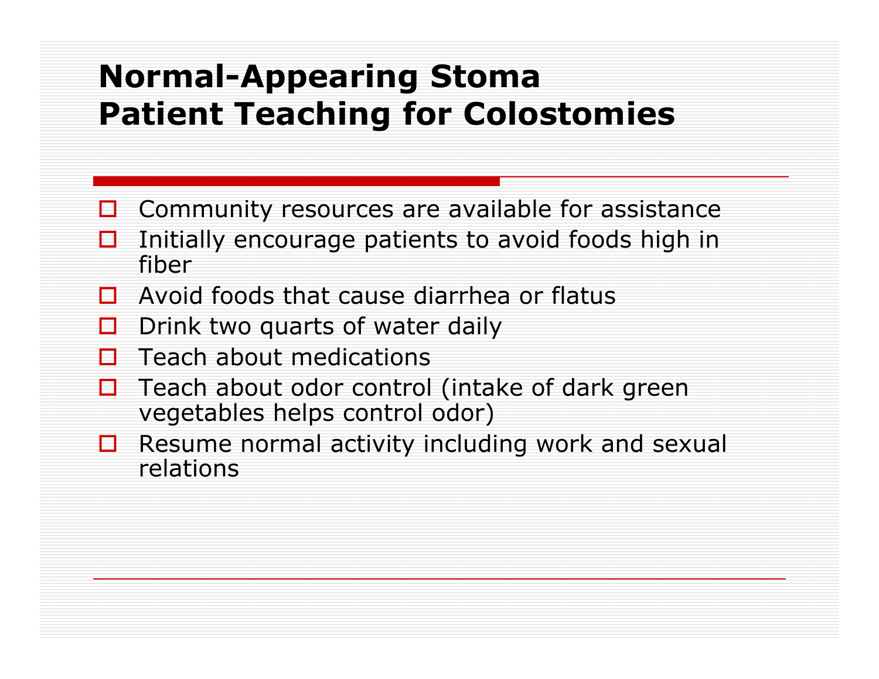# Normal-Appearing Stoma
# Patient Teaching for Colostomies

- Community resources are available for assistance
- Initially encourage patients to avoid foods high in fiber
- Avoid foods that cause diarrhea or flatus
- Drink two quarts of water daily
- Teach about medications
- Teach about odor control (intake of dark green vegetables helps control odor)
- Resume normal activity including work and sexual relations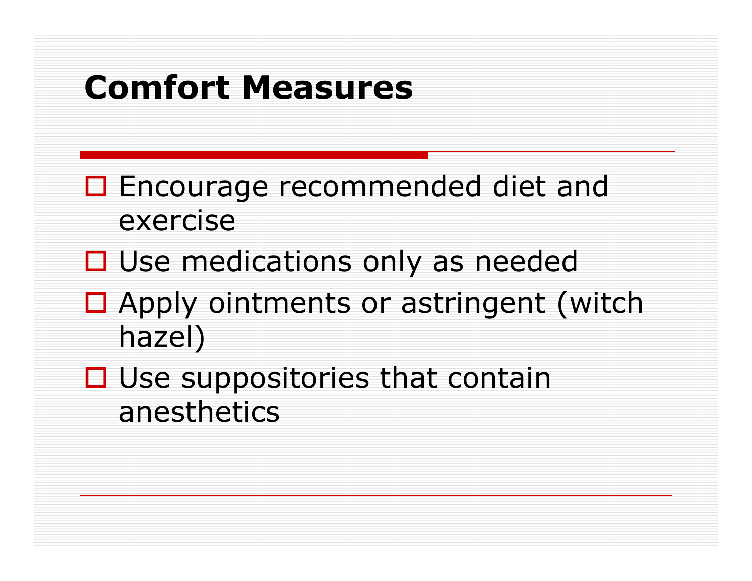# Comfort Measures

- Encourage recommended diet and exercise
- Use medications only as needed
- Apply ointments or astringent (witch hazel)
- Use suppositories that contain anesthetics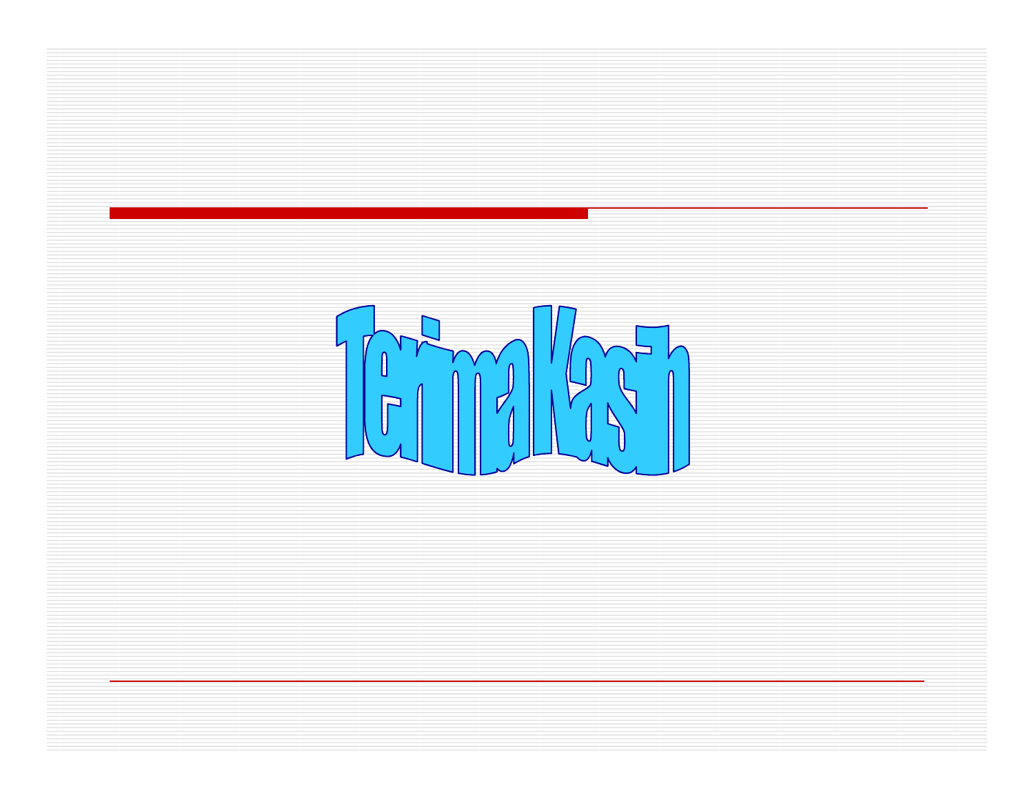Terima Kasih